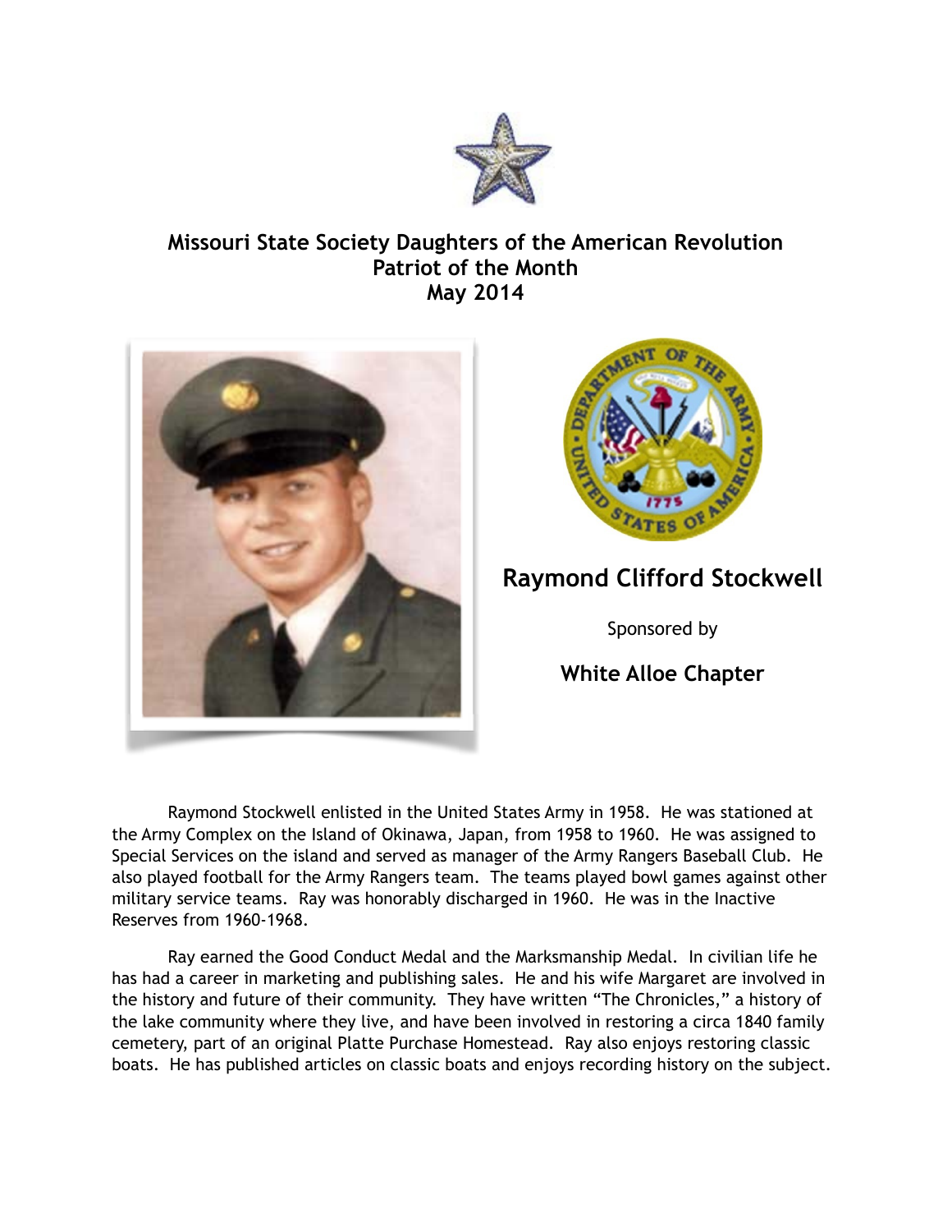**Missouri State Society Daughters of the American Revolution**
**Patriot of the Month**
**May 2014**

## Raymond Clifford Stockwell

Sponsored by

**White Alloe Chapter**

Raymond Stockwell enlisted in the United States Army in 1958. He was stationed at the Army Complex on the Island of Okinawa, Japan, from 1958 to 1960. He was assigned to Special Services on the island and served as manager of the Army Rangers Baseball Club. He also played football for the Army Rangers team. The teams played bowl games against other military service teams. Ray was honorably discharged in 1960. He was in the Inactive Reserves from 1960-1968.

Ray earned the Good Conduct Medal and the Marksmanship Medal. In civilian life he has had a career in marketing and publishing sales. He and his wife Margaret are involved in the history and future of their community. They have written "The Chronicles," a history of the lake community where they live, and have been involved in restoring a circa 1840 family cemetery, part of an original Platte Purchase Homestead. Ray also enjoys restoring classic boats. He has published articles on classic boats and enjoys recording history on the subject.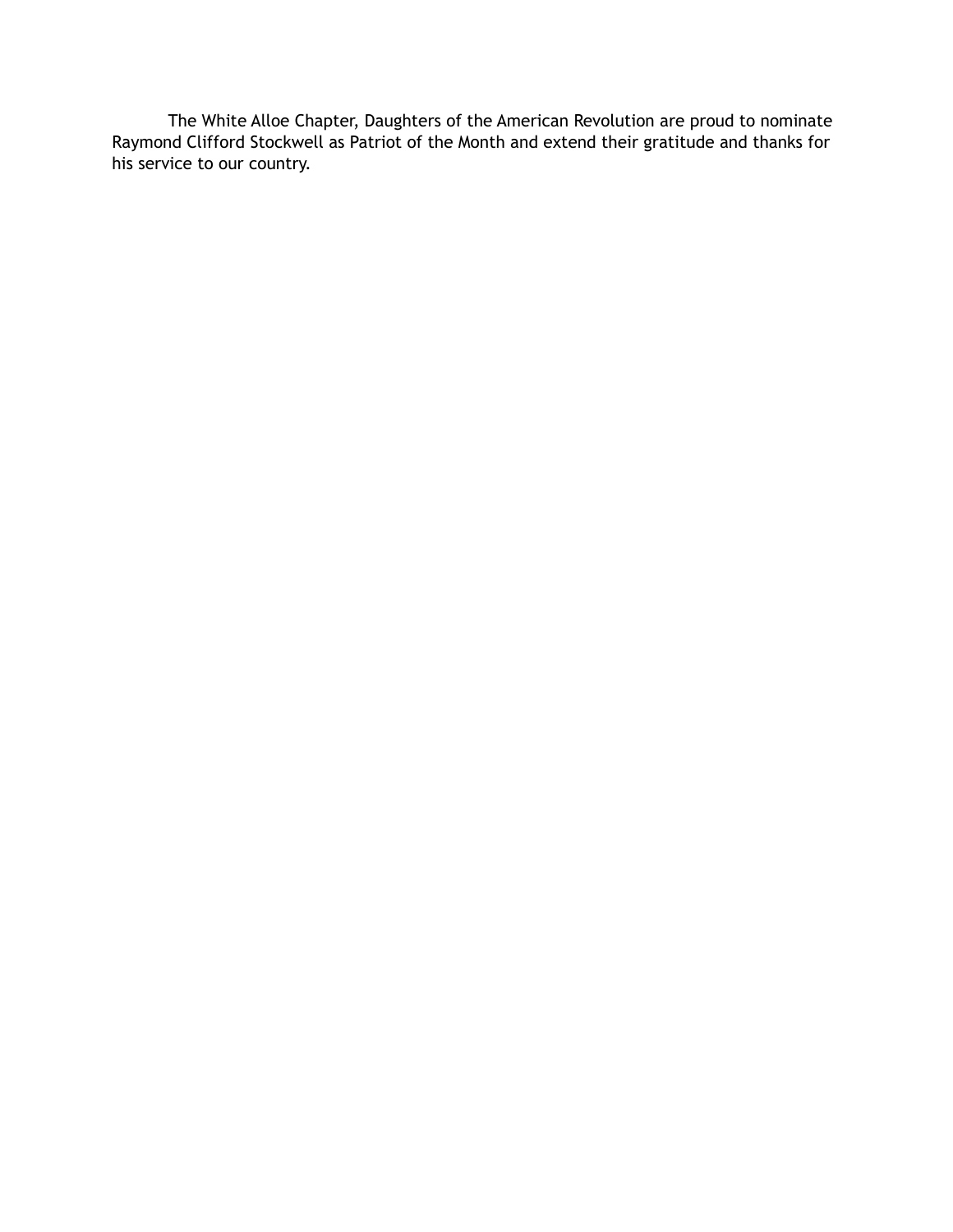The White Alloe Chapter, Daughters of the American Revolution are proud to nominate Raymond Clifford Stockwell as Patriot of the Month and extend their gratitude and thanks for his service to our country.